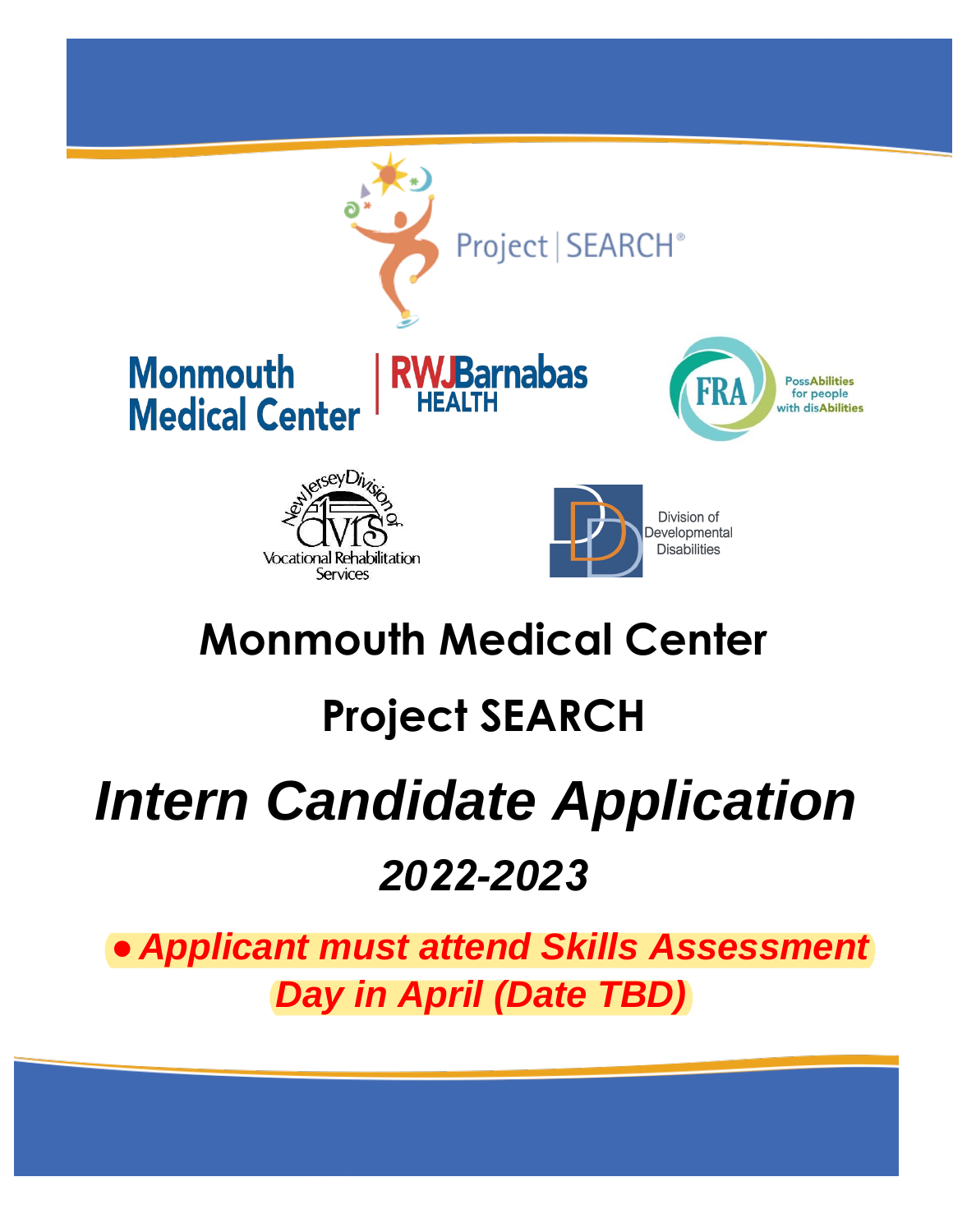# Monmouth Medical Center

## Project SEARCH

# *Intern Candidate Application*

## *2022-2023*

***● Applicant must attend Skills Assessment Day in April (Date TBD)***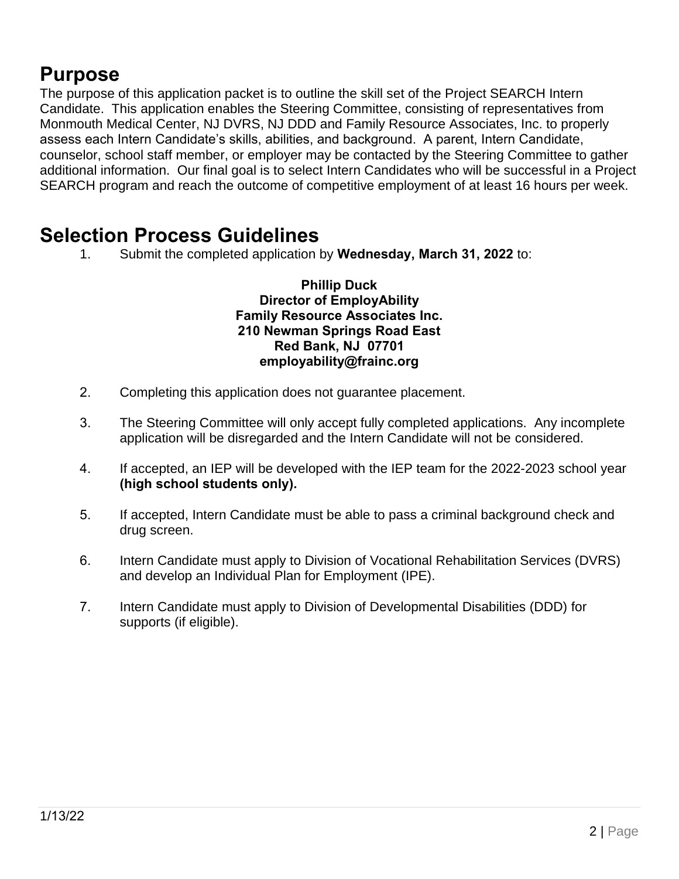## Purpose

The purpose of this application packet is to outline the skill set of the Project SEARCH Intern Candidate. This application enables the Steering Committee, consisting of representatives from Monmouth Medical Center, NJ DVRS, NJ DDD and Family Resource Associates, Inc. to properly assess each Intern Candidate's skills, abilities, and background. A parent, Intern Candidate, counselor, school staff member, or employer may be contacted by the Steering Committee to gather additional information. Our final goal is to select Intern Candidates who will be successful in a Project SEARCH program and reach the outcome of competitive employment of at least 16 hours per week.

## Selection Process Guidelines

1. Submit the completed application by **Wednesday, March 31, 2022** to:

   **Phillip Duck**
   **Director of EmployAbility**
   **Family Resource Associates Inc.**
   **210 Newman Springs Road East**
   **Red Bank, NJ 07701**
   **employability@frainc.org**

2. Completing this application does not guarantee placement.

3. The Steering Committee will only accept fully completed applications. Any incomplete application will be disregarded and the Intern Candidate will not be considered.

4. If accepted, an IEP will be developed with the IEP team for the 2022-2023 school year **(high school students only).**

5. If accepted, Intern Candidate must be able to pass a criminal background check and drug screen.

6. Intern Candidate must apply to Division of Vocational Rehabilitation Services (DVRS) and develop an Individual Plan for Employment (IPE).

7. Intern Candidate must apply to Division of Developmental Disabilities (DDD) for supports (if eligible).

1/13/22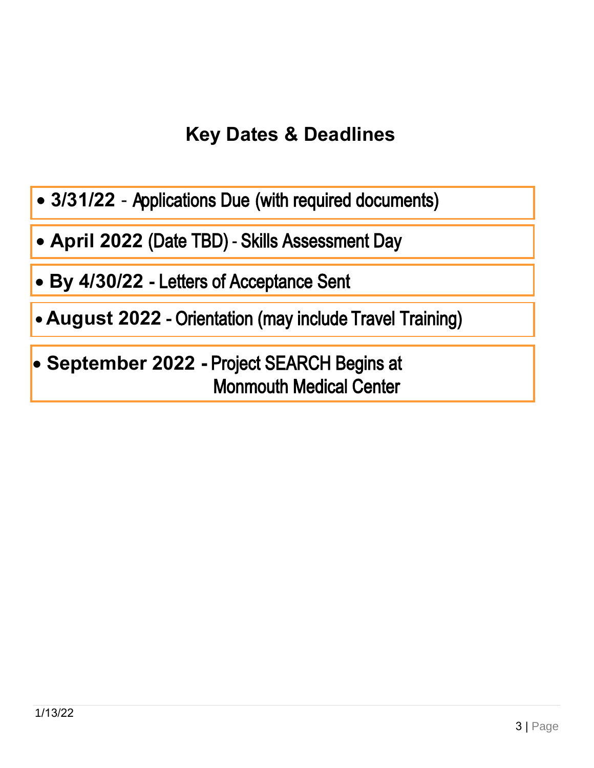## Key Dates & Deadlines

- **3/31/22** - Applications Due (with required documents)
- **April 2022** (Date TBD) - Skills Assessment Day
- **By 4/30/22** - Letters of Acceptance Sent
- **August 2022** - Orientation (may include Travel Training)
- **September 2022** - Project SEARCH Begins at Monmouth Medical Center

1/13/22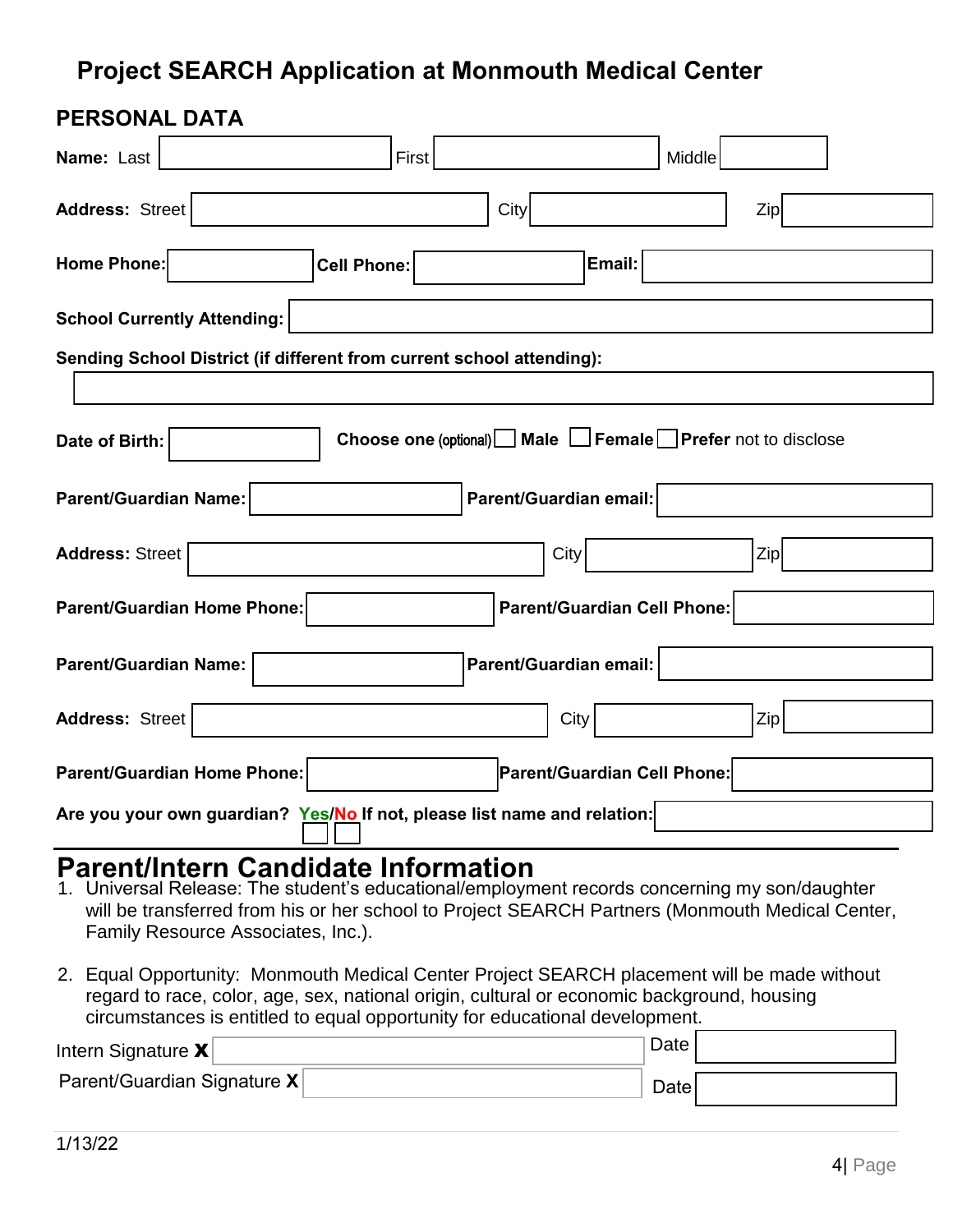# Project SEARCH Application at Monmouth Medical Center

## PERSONAL DATA

**Name:** Last ____________ First ____________ Middle ____________

**Address:** Street ____________ City ____________ Zip ____________

**Home Phone:** ____________ **Cell Phone:** ____________ **Email:** ____________

**School Currently Attending:** ____________

**Sending School District (if different from current school attending):**

____________

**Date of Birth:** ____________ **Choose one** (optional) ☐ **Male** ☐ **Female** ☐ **Prefer** not to disclose

**Parent/Guardian Name:** ____________ **Parent/Guardian email:** ____________

**Address:** Street ____________ City ____________ Zip ____________

**Parent/Guardian Home Phone:** ____________ **Parent/Guardian Cell Phone:** ____________

**Parent/Guardian Name:** ____________ **Parent/Guardian email:** ____________

**Address:** Street ____________ City ____________ Zip ____________

**Parent/Guardian Home Phone:** ____________ **Parent/Guardian Cell Phone:** ____________

**Are you your own guardian? Yes/No If not, please list name and relation:** ____________

☐ ☐

# Parent/Intern Candidate Information

1. Universal Release: The student's educational/employment records concerning my son/daughter will be transferred from his or her school to Project SEARCH Partners (Monmouth Medical Center, Family Resource Associates, Inc.).

2. Equal Opportunity: Monmouth Medical Center Project SEARCH placement will be made without regard to race, color, age, sex, national origin, cultural or economic background, housing circumstances is entitled to equal opportunity for educational development.

Intern Signature **X** ____________ Date ____________

Parent/Guardian Signature **X** ____________ Date ____________

1/13/22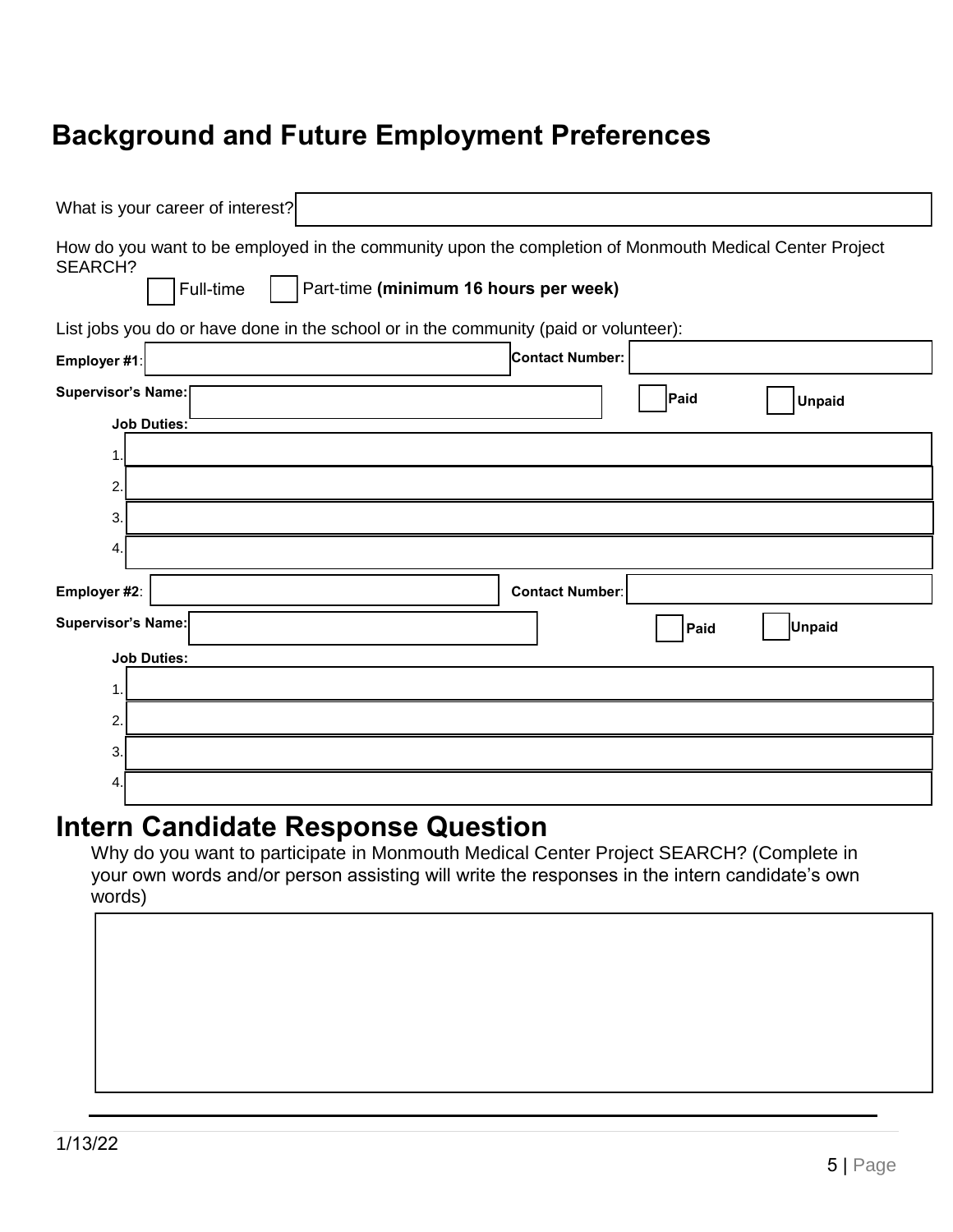# Background and Future Employment Preferences

What is your career of interest? ______________________________

How do you want to be employed in the community upon the completion of Monmouth Medical Center Project SEARCH?

☐ Full-time ☐ Part-time **(minimum 16 hours per week)**

List jobs you do or have done in the school or in the community (paid or volunteer):

**Employer #1**: ______________________ **Contact Number:** ______________________

**Supervisor's Name:** ______________________ ☐ **Paid** ☐ **Unpaid**

**Job Duties:**

1. 
2. 
3. 
4. 

**Employer #2**: ______________________ **Contact Number**: ______________________

**Supervisor's Name:** ______________________ ☐ **Paid** ☐ **Unpaid**

**Job Duties:**

1. 
2. 
3. 
4. 

# Intern Candidate Response Question

Why do you want to participate in Monmouth Medical Center Project SEARCH? (Complete in your own words and/or person assisting will write the responses in the intern candidate's own words)

1/13/22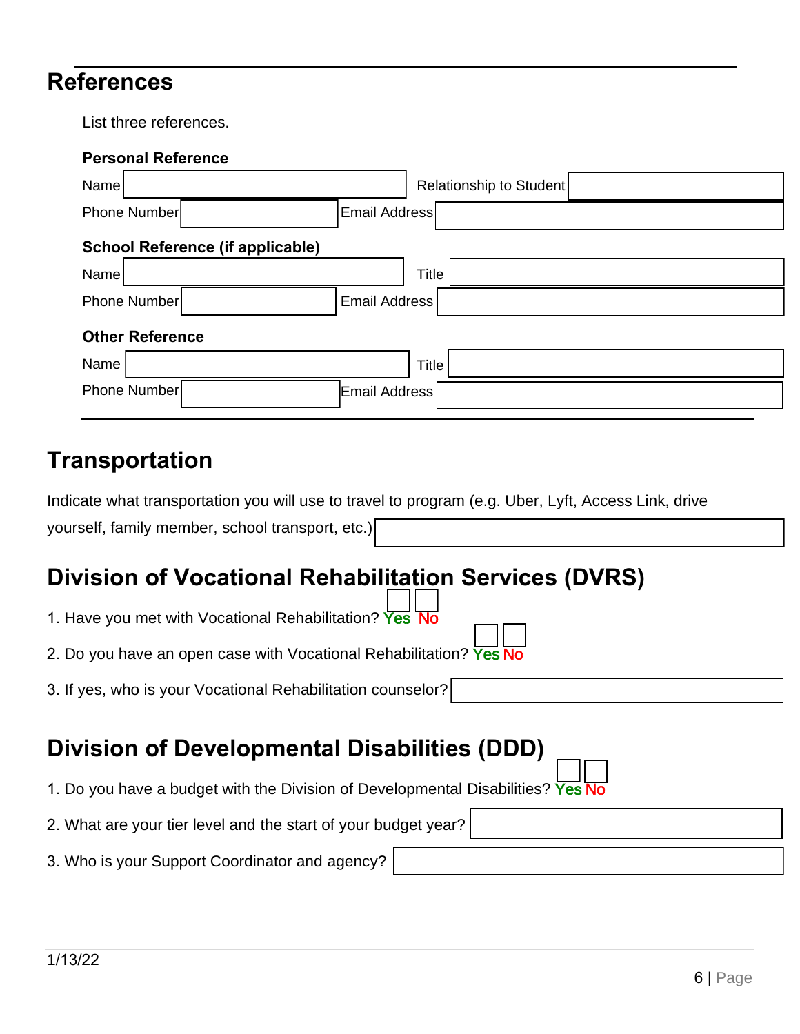## References

List three references.

**Personal Reference**

Name | Relationship to Student

Phone Number | Email Address

**School Reference (if applicable)**

Name | Title

Phone Number | Email Address

**Other Reference**

Name | Title

Phone Number | Email Address

## Transportation

Indicate what transportation you will use to travel to program (e.g. Uber, Lyft, Access Link, drive yourself, family member, school transport, etc.)

## Division of Vocational Rehabilitation Services (DVRS)

1. Have you met with Vocational Rehabilitation? ☐ Yes ☐ No
2. Do you have an open case with Vocational Rehabilitation? ☐ Yes ☐ No
3. If yes, who is your Vocational Rehabilitation counselor?

## Division of Developmental Disabilities (DDD)

1. Do you have a budget with the Division of Developmental Disabilities? ☐ Yes ☐ No
2. What are your tier level and the start of your budget year?
3. Who is your Support Coordinator and agency?

1/13/22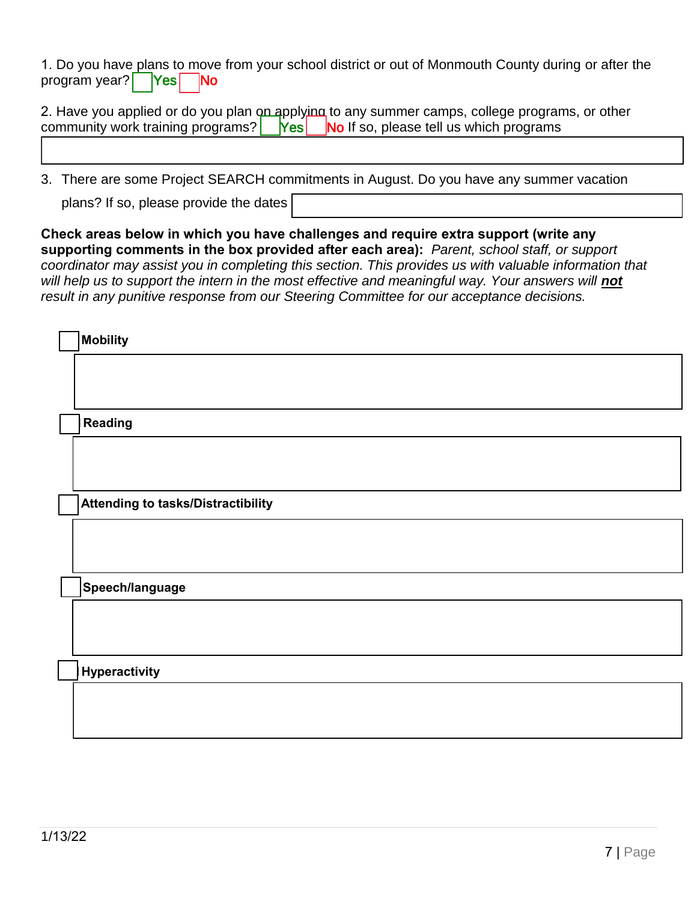1. Do you have plans to move from your school district or out of Monmouth County during or after the program year? ☐ Yes ☐ No

2. Have you applied or do you plan on applying to any summer camps, college programs, or other community work training programs? ☐ Yes ☐ No If so, please tell us which programs

3. There are some Project SEARCH commitments in August. Do you have any summer vacation plans? If so, please provide the dates

**Check areas below in which you have challenges and require extra support (write any supporting comments in the box provided after each area):** *Parent, school staff, or support coordinator may assist you in completing this section. This provides us with valuable information that will help us to support the intern in the most effective and meaningful way. Your answers will **not** result in any punitive response from our Steering Committee for our acceptance decisions.*

☐ **Mobility**

☐ **Reading**

☐ **Attending to tasks/Distractibility**

☐ **Speech/language**

☐ **Hyperactivity**

1/13/22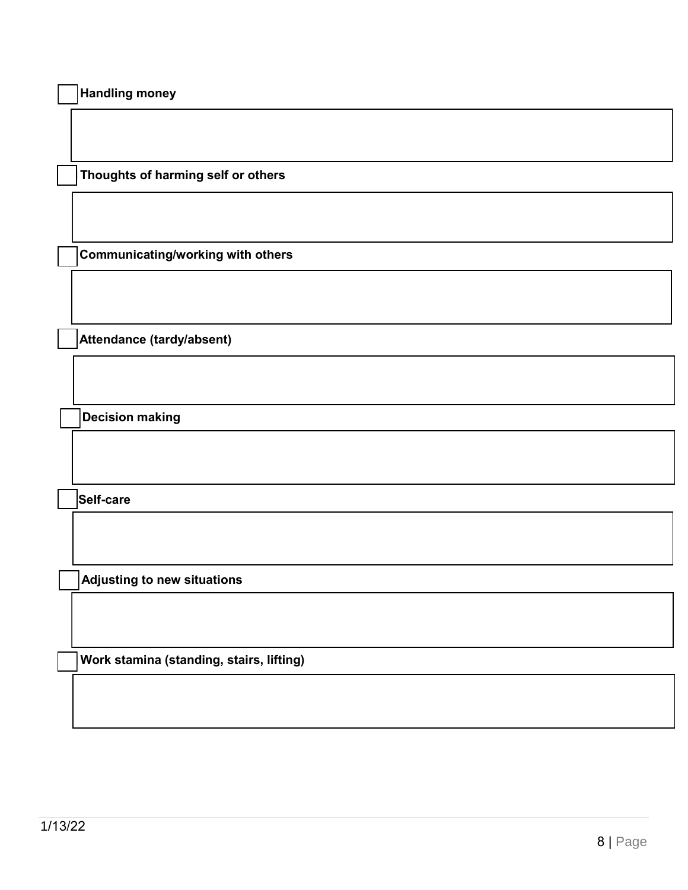- [ ] **Handling money**

- [ ] **Thoughts of harming self or others**

- [ ] **Communicating/working with others**

- [ ] **Attendance (tardy/absent)**

- [ ] **Decision making**

- [ ] **Self-care**

- [ ] **Adjusting to new situations**

- [ ] **Work stamina (standing, stairs, lifting)**

1/13/22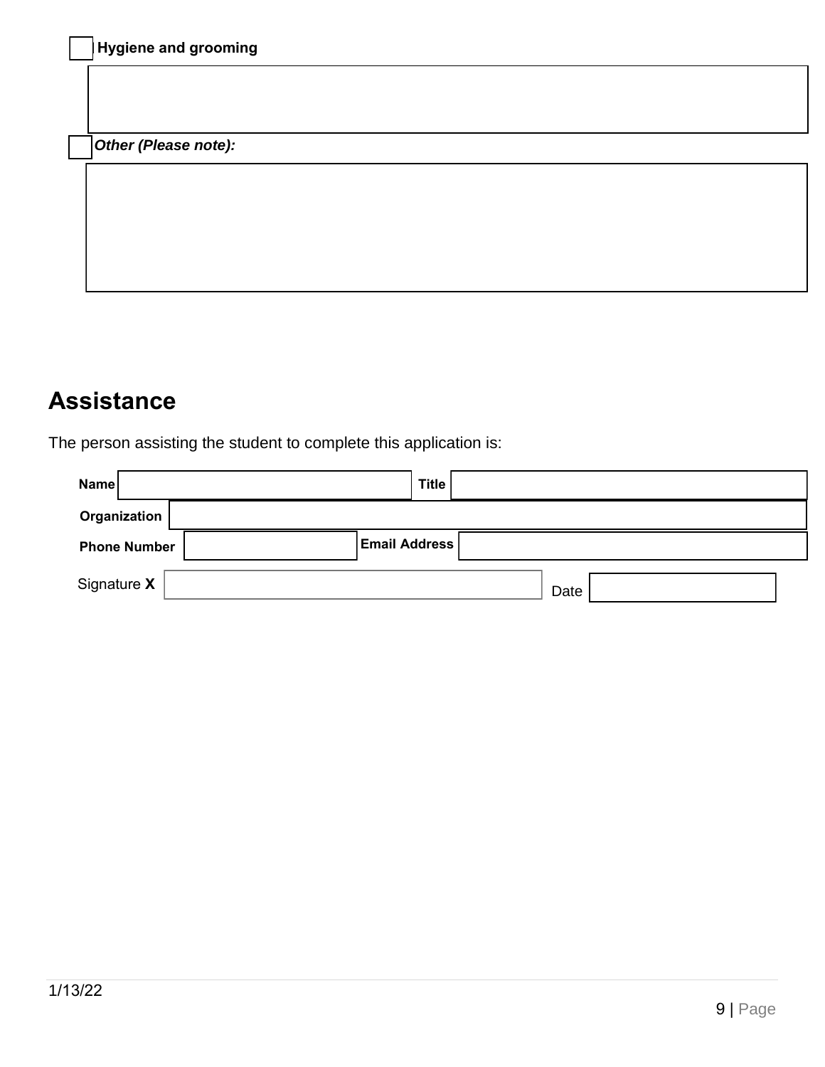- [ ] **Hygiene and grooming**

- [ ] ***Other (Please note):***

## Assistance

The person assisting the student to complete this application is:

**Name** __________ **Title** __________

**Organization** __________

**Phone Number** __________ **Email Address** __________

Signature **X** __________ Date __________

1/13/22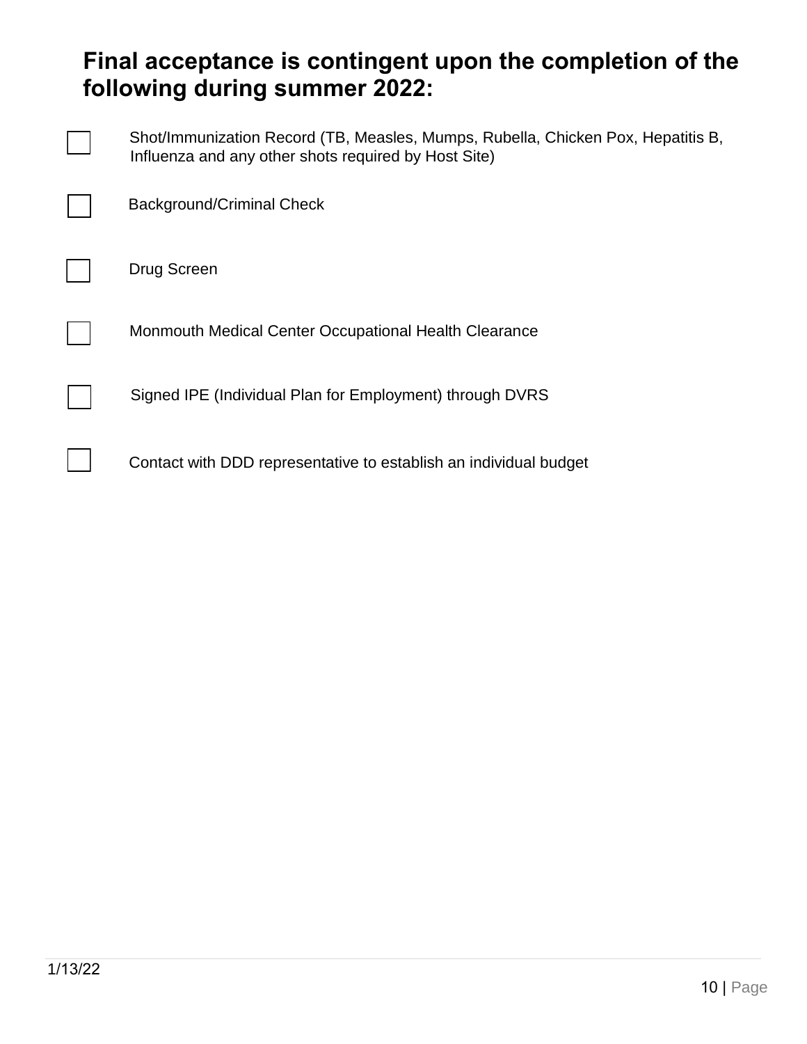## Final acceptance is contingent upon the completion of the following during summer 2022:

- [ ] Shot/Immunization Record (TB, Measles, Mumps, Rubella, Chicken Pox, Hepatitis B, Influenza and any other shots required by Host Site)
- [ ] Background/Criminal Check
- [ ] Drug Screen
- [ ] Monmouth Medical Center Occupational Health Clearance
- [ ] Signed IPE (Individual Plan for Employment) through DVRS
- [ ] Contact with DDD representative to establish an individual budget

1/13/22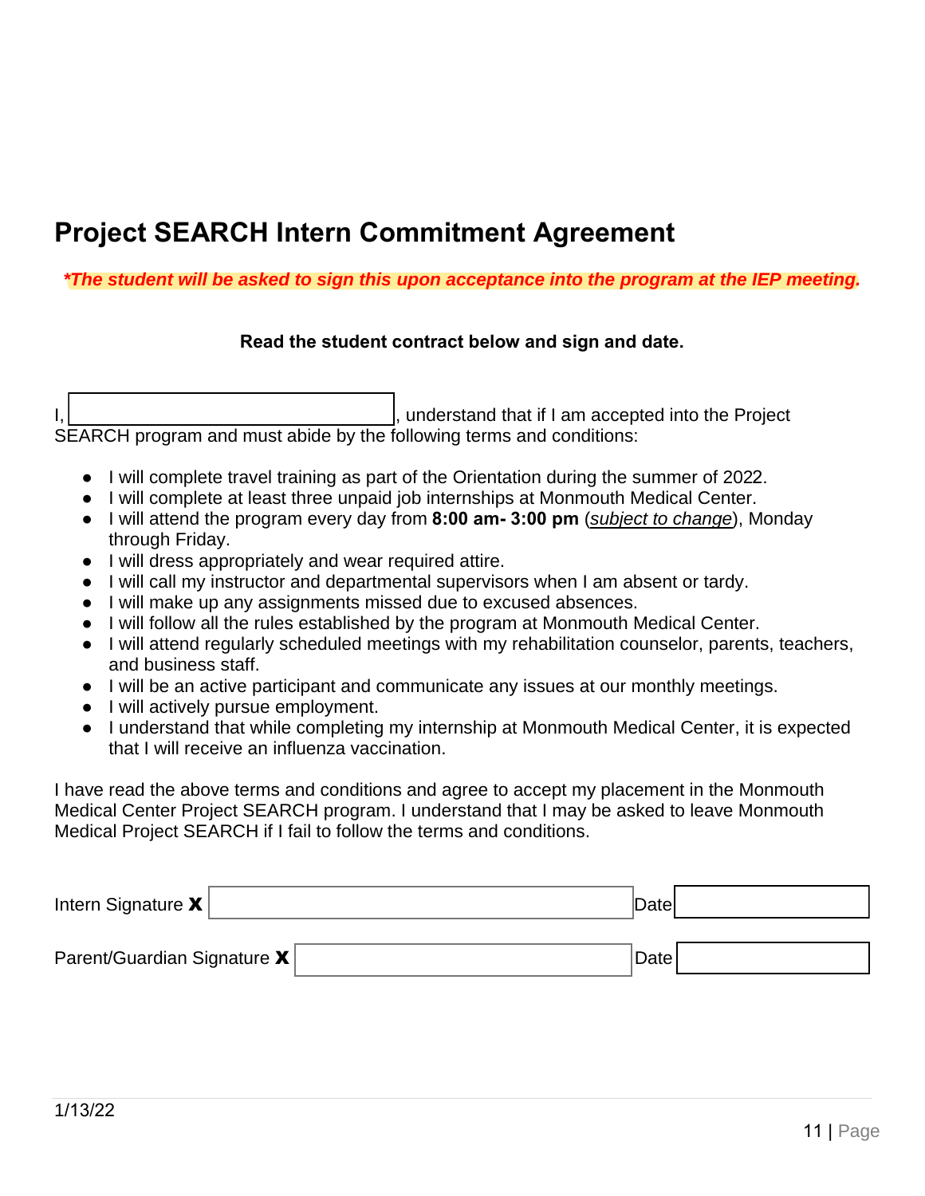# Project SEARCH Intern Commitment Agreement

***The student will be asked to sign this upon acceptance into the program at the IEP meeting.***

**Read the student contract below and sign and date.**

I, ____________________, understand that if I am accepted into the Project SEARCH program and must abide by the following terms and conditions:

- I will complete travel training as part of the Orientation during the summer of 2022.
- I will complete at least three unpaid job internships at Monmouth Medical Center.
- I will attend the program every day from **8:00 am- 3:00 pm** (*subject to change*), Monday through Friday.
- I will dress appropriately and wear required attire.
- I will call my instructor and departmental supervisors when I am absent or tardy.
- I will make up any assignments missed due to excused absences.
- I will follow all the rules established by the program at Monmouth Medical Center.
- I will attend regularly scheduled meetings with my rehabilitation counselor, parents, teachers, and business staff.
- I will be an active participant and communicate any issues at our monthly meetings.
- I will actively pursue employment.
- I understand that while completing my internship at Monmouth Medical Center, it is expected that I will receive an influenza vaccination.

I have read the above terms and conditions and agree to accept my placement in the Monmouth Medical Center Project SEARCH program. I understand that I may be asked to leave Monmouth Medical Project SEARCH if I fail to follow the terms and conditions.

Intern Signature **X** ____________________ Date ____________

Parent/Guardian Signature **X** ____________________ Date ____________

1/13/22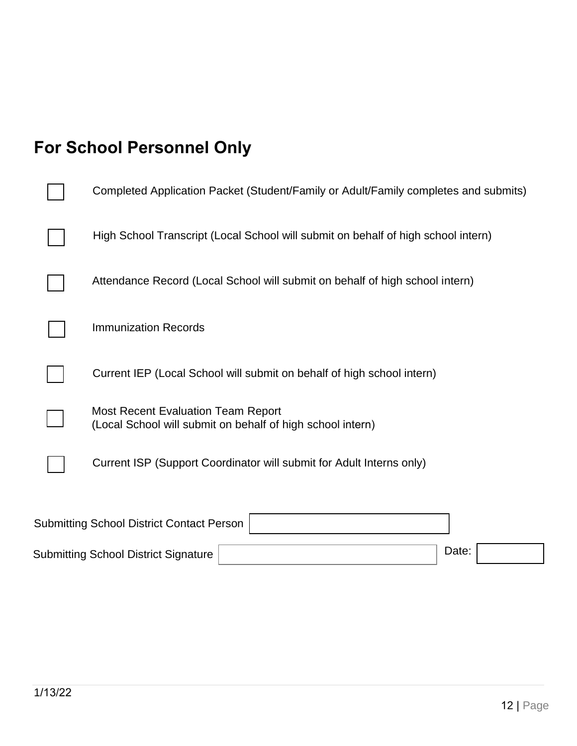## For School Personnel Only

- [ ] Completed Application Packet (Student/Family or Adult/Family completes and submits)
- [ ] High School Transcript (Local School will submit on behalf of high school intern)
- [ ] Attendance Record (Local School will submit on behalf of high school intern)
- [ ] Immunization Records
- [ ] Current IEP (Local School will submit on behalf of high school intern)
- [ ] Most Recent Evaluation Team Report
  (Local School will submit on behalf of high school intern)
- [ ] Current ISP (Support Coordinator will submit for Adult Interns only)

Submitting School District Contact Person ______________________

Submitting School District Signature ______________________ Date: __________

1/13/22